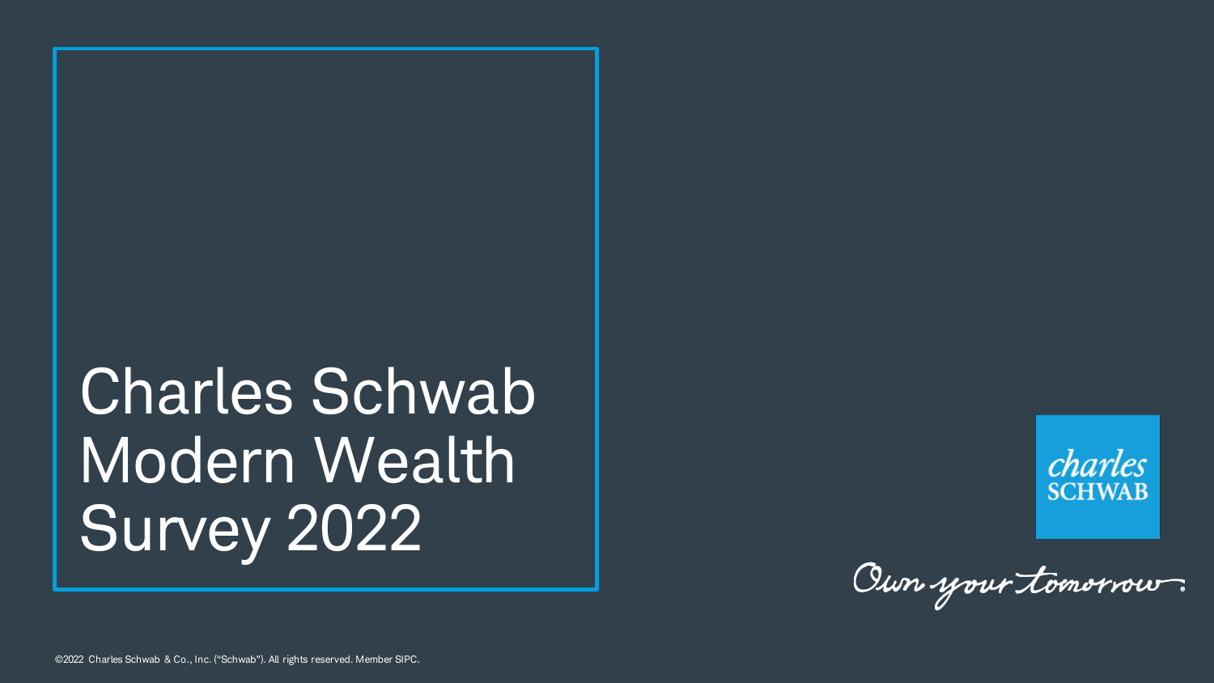# Charles Schwab Modern Wealth Survey 2022

charles SCHWAB

Own your tomorrow.

©2022 Charles Schwab & Co., Inc. ("Schwab"). All rights reserved. Member SIPC.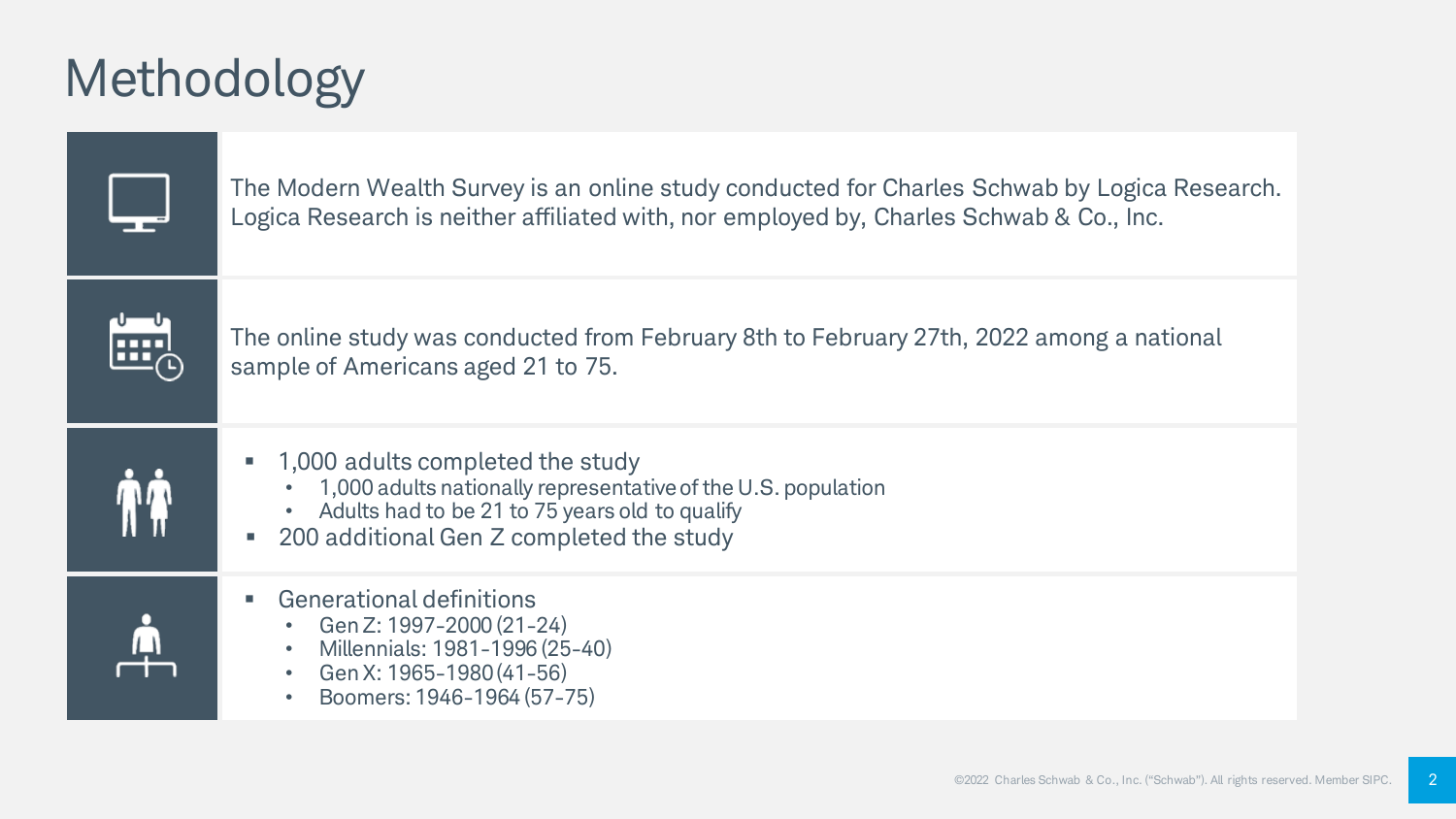# Methodology

The Modern Wealth Survey is an online study conducted for Charles Schwab by Logica Research. Logica Research is neither affiliated with, nor employed by, Charles Schwab & Co., Inc.

The online study was conducted from February 8th to February 27th, 2022 among a national sample of Americans aged 21 to 75.

- 1,000 adults completed the study
  - 1,000 adults nationally representative of the U.S. population
  - Adults had to be 21 to 75 years old to qualify
- 200 additional Gen Z completed the study

- Generational definitions
  - Gen Z: 1997-2000 (21-24)
  - Millennials: 1981-1996 (25-40)
  - Gen X: 1965-1980 (41-56)
  - Boomers: 1946-1964 (57-75)

©2022 Charles Schwab & Co., Inc. ("Schwab"). All rights reserved. Member SIPC.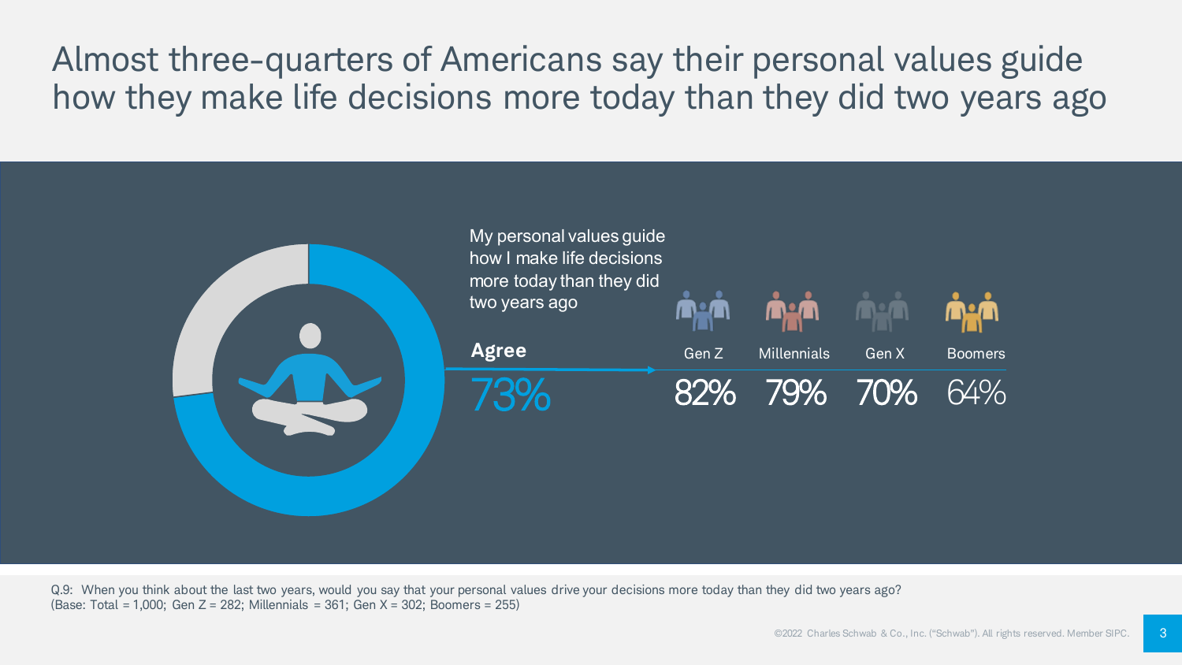# Almost three-quarters of Americans say their personal values guide how they make life decisions more today than they did two years ago

My personal values guide how I make life decisions more today than they did two years ago

**Agree**

73%

Gen Z
82%

Millennials
79%

Gen X
70%

Boomers
64%

Q.9: When you think about the last two years, would you say that your personal values drive your decisions more today than they did two years ago?
(Base: Total = 1,000; Gen Z = 282; Millennials = 361; Gen X = 302; Boomers = 255)

©2022 Charles Schwab & Co., Inc. ("Schwab"). All rights reserved. Member SIPC.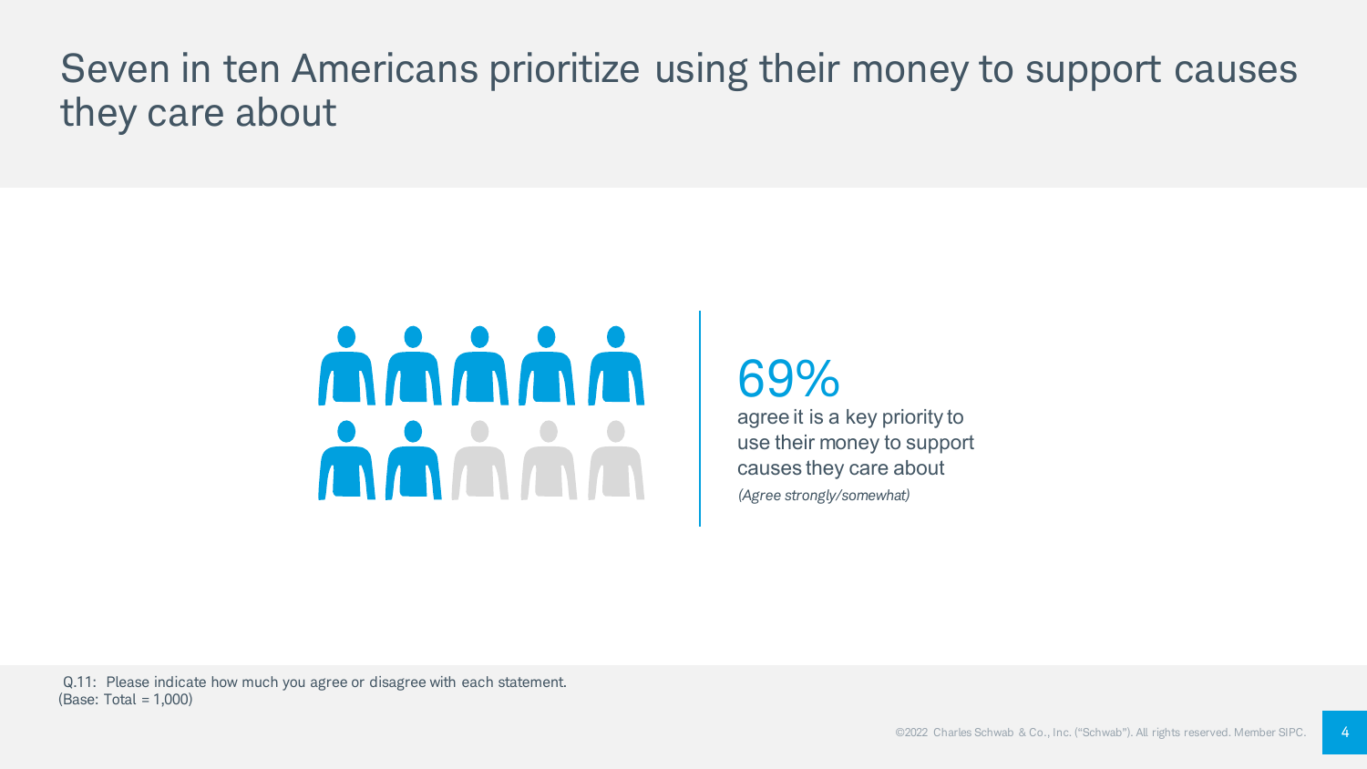# Seven in ten Americans prioritize using their money to support causes they care about

69%

agree it is a key priority to use their money to support causes they care about

*(Agree strongly/somewhat)*

Q.11: Please indicate how much you agree or disagree with each statement.
(Base: Total = 1,000)

©2022 Charles Schwab & Co., Inc. ("Schwab"). All rights reserved. Member SIPC.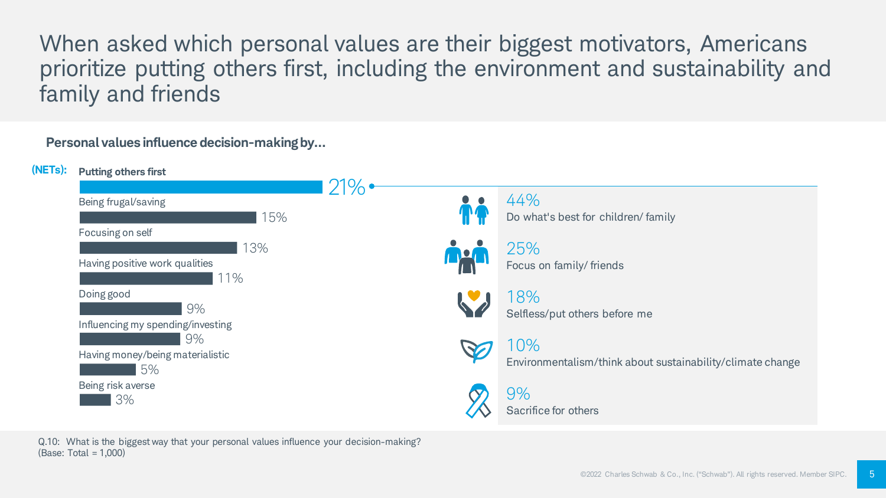# When asked which personal values are their biggest motivators, Americans prioritize putting others first, including the environment and sustainability and family and friends

**Personal values influence decision-making by…**

**(NETs):**

**Putting others first** 21%

Being frugal/saving 15%

Focusing on self 13%

Having positive work qualities 11%

Doing good 9%

Influencing my spending/investing 9%

Having money/being materialistic 5%

Being risk averse 3%

44% Do what's best for children/ family

25% Focus on family/ friends

18% Selfless/put others before me

10% Environmentalism/think about sustainability/climate change

9% Sacrifice for others

Q.10: What is the biggest way that your personal values influence your decision-making?
(Base: Total = 1,000)

©2022 Charles Schwab & Co., Inc. ("Schwab"). All rights reserved. Member SIPC.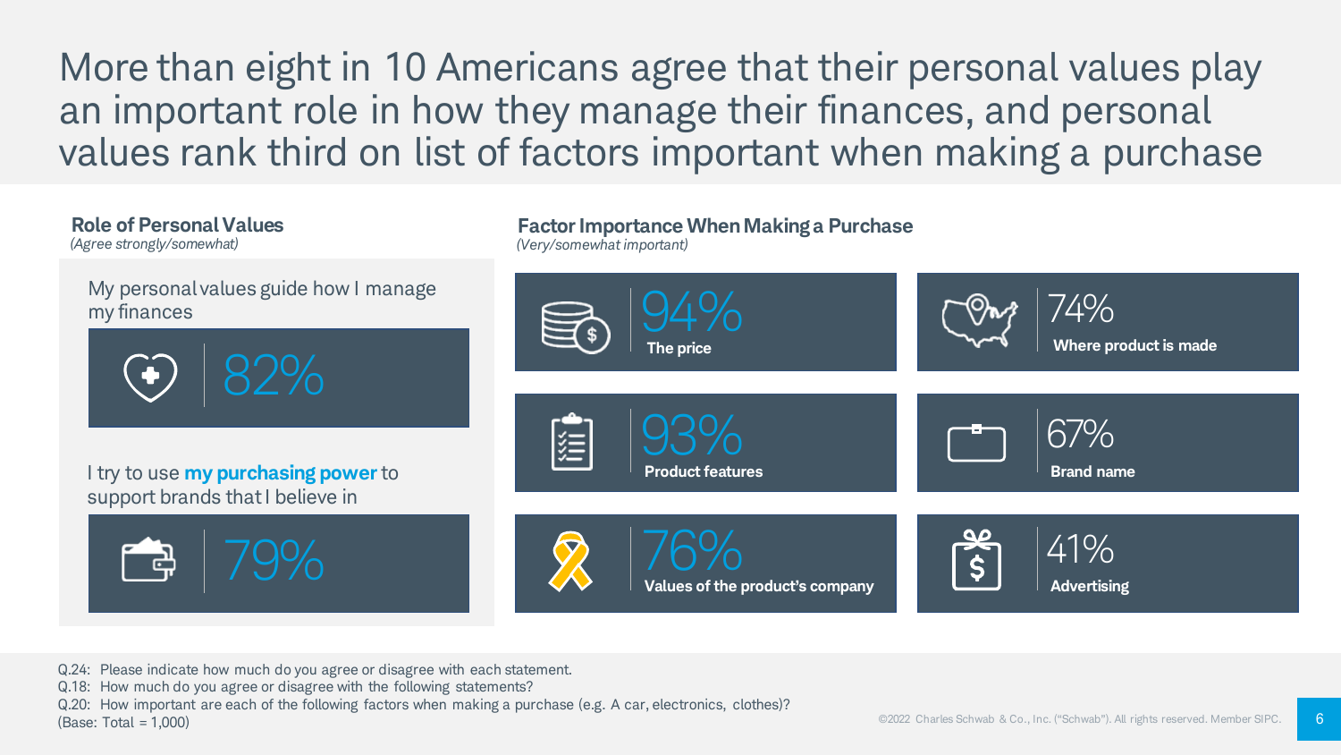# More than eight in 10 Americans agree that their personal values play an important role in how they manage their finances, and personal values rank third on list of factors important when making a purchase

## Role of Personal Values

*(Agree strongly/somewhat)*

My personal values guide how I manage my finances

82%

I try to use **my purchasing power** to support brands that I believe in

79%

## Factor Importance When Making a Purchase

*(Very/somewhat important)*

94%
**The price**

74%
**Where product is made**

93%
**Product features**

67%
**Brand name**

76%
**Values of the product's company**

41%
**Advertising**

Q.24: Please indicate how much do you agree or disagree with each statement.
Q.18: How much do you agree or disagree with the following statements?
Q.20: How important are each of the following factors when making a purchase (e.g. A car, electronics, clothes)?
(Base: Total = 1,000)

©2022 Charles Schwab & Co., Inc. ("Schwab"). All rights reserved. Member SIPC.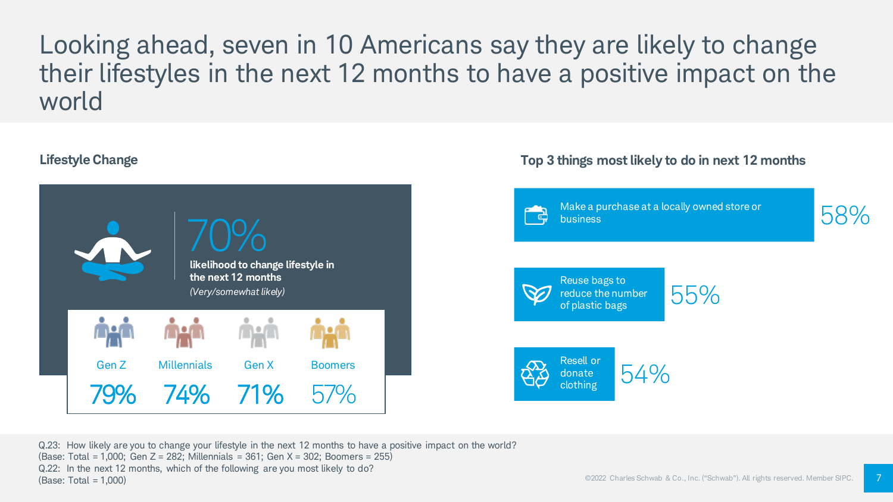# Looking ahead, seven in 10 Americans say they are likely to change their lifestyles in the next 12 months to have a positive impact on the world

## Lifestyle Change

70%

**likelihood to change lifestyle in the next 12 months**

*(Very/somewhat likely)*

Gen Z
79%

Millennials
74%

Gen X
71%

Boomers
57%

## Top 3 things most likely to do in next 12 months

Make a purchase at a locally owned store or business
58%

Reuse bags to reduce the number of plastic bags
55%

Resell or donate clothing
54%

Q.23: How likely are you to change your lifestyle in the next 12 months to have a positive impact on the world?
(Base: Total = 1,000; Gen Z = 282; Millennials = 361; Gen X = 302; Boomers = 255)
Q.22: In the next 12 months, which of the following are you most likely to do?
(Base: Total = 1,000)

©2022 Charles Schwab & Co., Inc. ("Schwab"). All rights reserved. Member SIPC.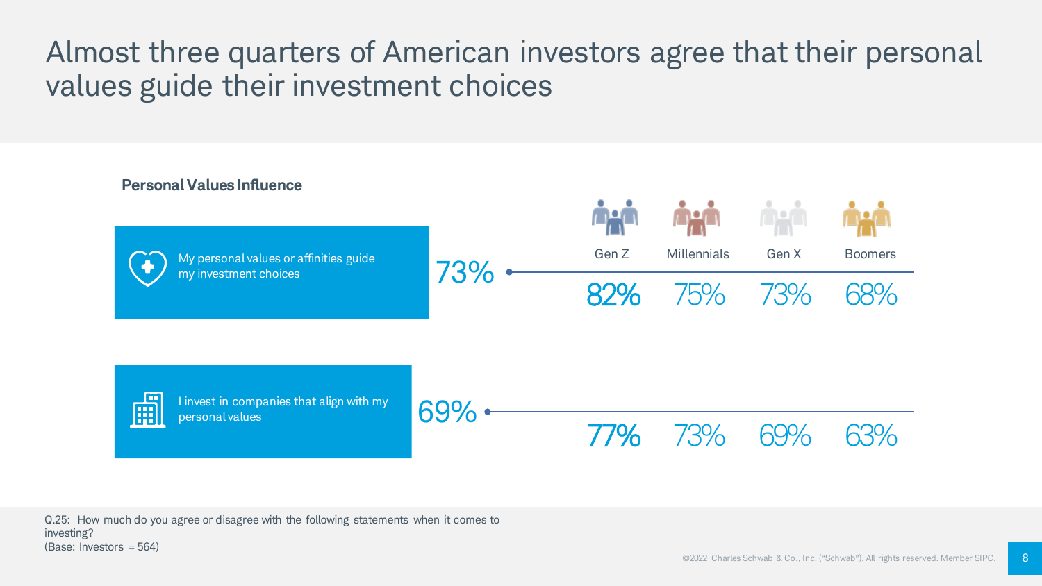# Almost three quarters of American investors agree that their personal values guide their investment choices

**Personal Values Influence**

Gen Z
Millennials
Gen X
Boomers

My personal values or affinities guide my investment choices

73%

82%
75%
73%
68%

I invest in companies that align with my personal values

69%

77%
73%
69%
63%

Q.25: How much do you agree or disagree with the following statements when it comes to investing?
(Base: Investors = 564)

©2022 Charles Schwab & Co., Inc. ("Schwab"). All rights reserved. Member SIPC.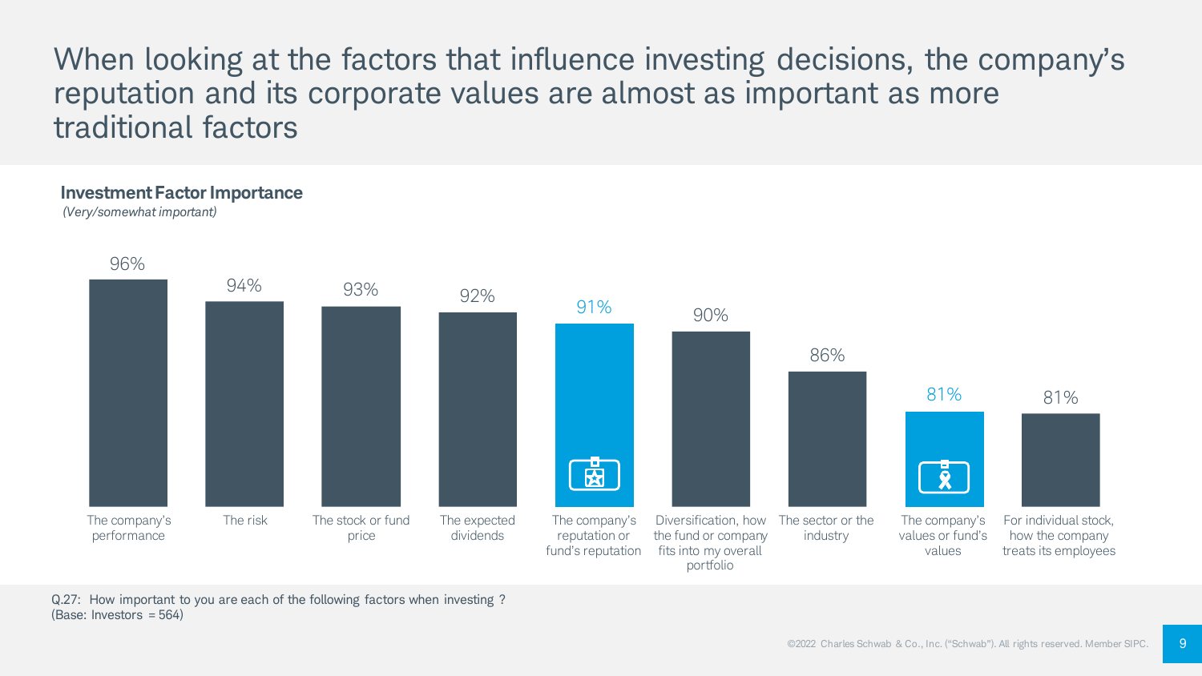# When looking at the factors that influence investing decisions, the company's reputation and its corporate values are almost as important as more traditional factors

**Investment Factor Importance**

*(Very/somewhat important)*

96%
The company's performance

94%
The risk

93%
The stock or fund price

92%
The expected dividends

91%
The company's reputation or fund's reputation

90%
Diversification, how the fund or company fits into my overall portfolio

86%
The sector or the industry

81%
The company's values or fund's values

81%
For individual stock, how the company treats its employees

Q.27: How important to you are each of the following factors when investing ?
(Base: Investors = 564)

©2022 Charles Schwab & Co., Inc. ("Schwab"). All rights reserved. Member SIPC.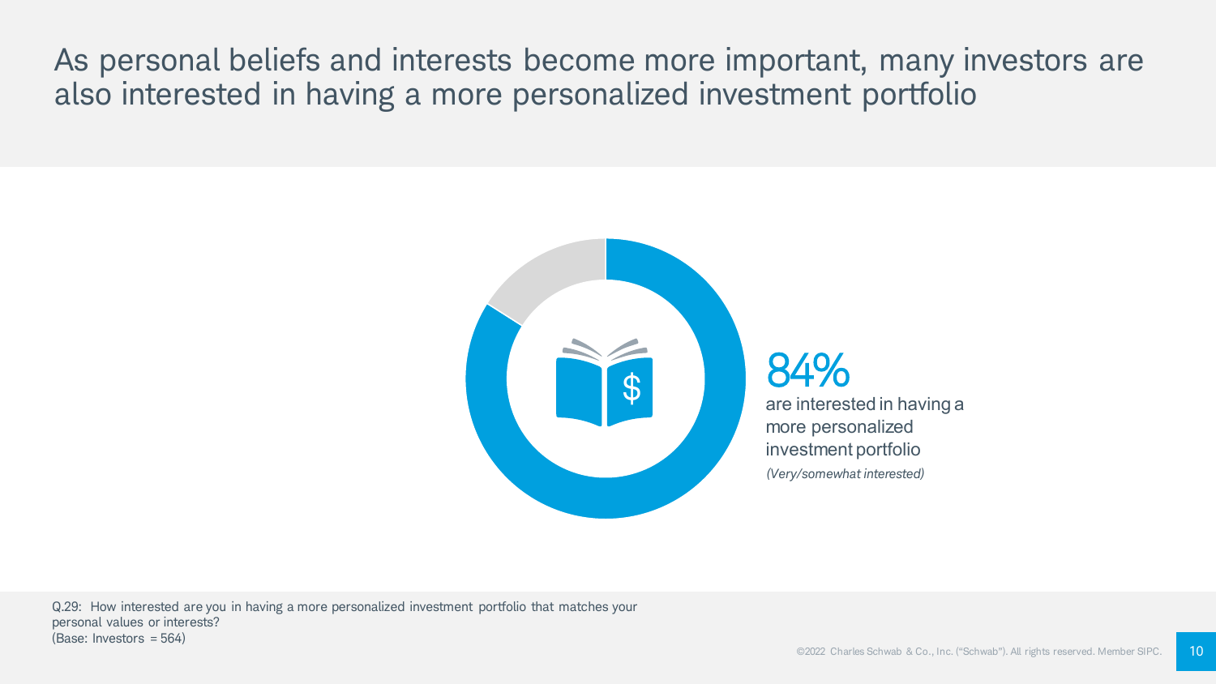# As personal beliefs and interests become more important, many investors are also interested in having a more personalized investment portfolio

84%

are interested in having a more personalized investment portfolio

*(Very/somewhat interested)*

Q.29: How interested are you in having a more personalized investment portfolio that matches your personal values or interests?
(Base: Investors = 564)

©2022 Charles Schwab & Co., Inc. ("Schwab"). All rights reserved. Member SIPC.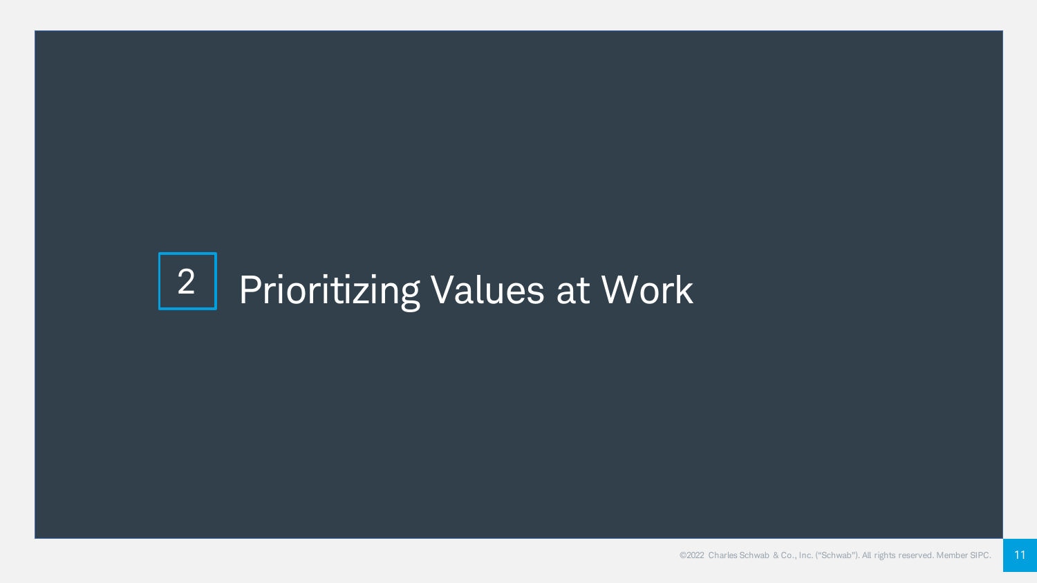# 2 Prioritizing Values at Work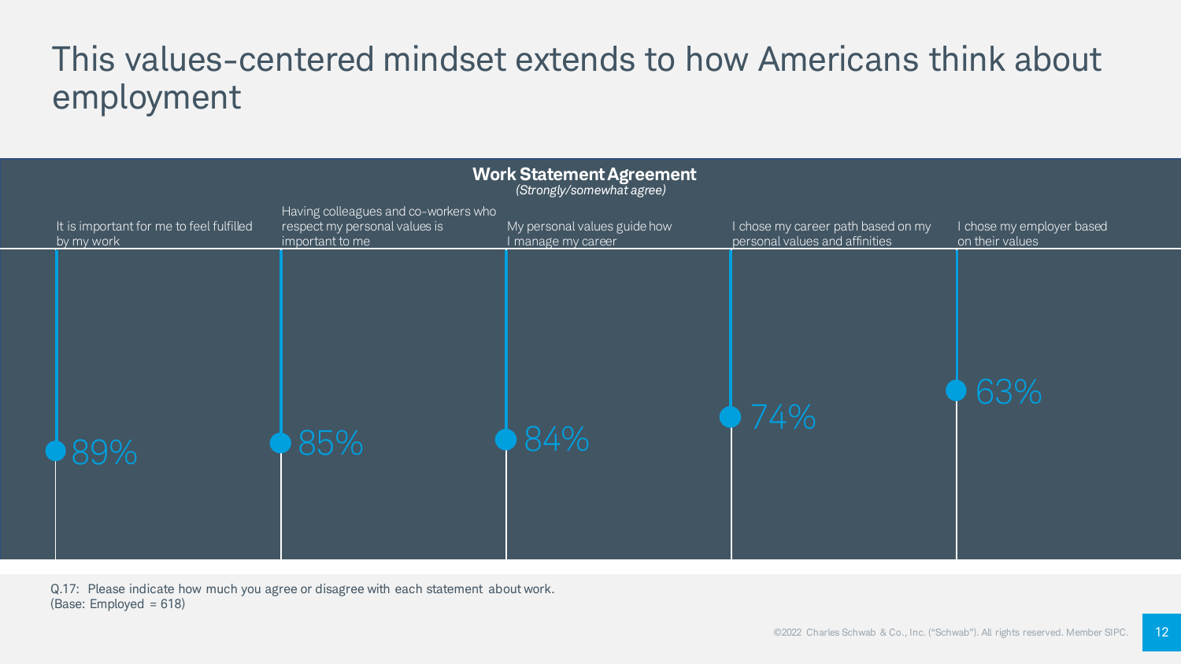# This values-centered mindset extends to how Americans think about employment

**Work Statement Agreement**
*(Strongly/somewhat agree)*

It is important for me to feel fulfilled by my work
89%

Having colleagues and co-workers who respect my personal values is important to me
85%

My personal values guide how I manage my career
84%

I chose my career path based on my personal values and affinities
74%

I chose my employer based on their values
63%

Q.17: Please indicate how much you agree or disagree with each statement about work.
(Base: Employed = 618)

©2022 Charles Schwab & Co., Inc. ("Schwab"). All rights reserved. Member SIPC.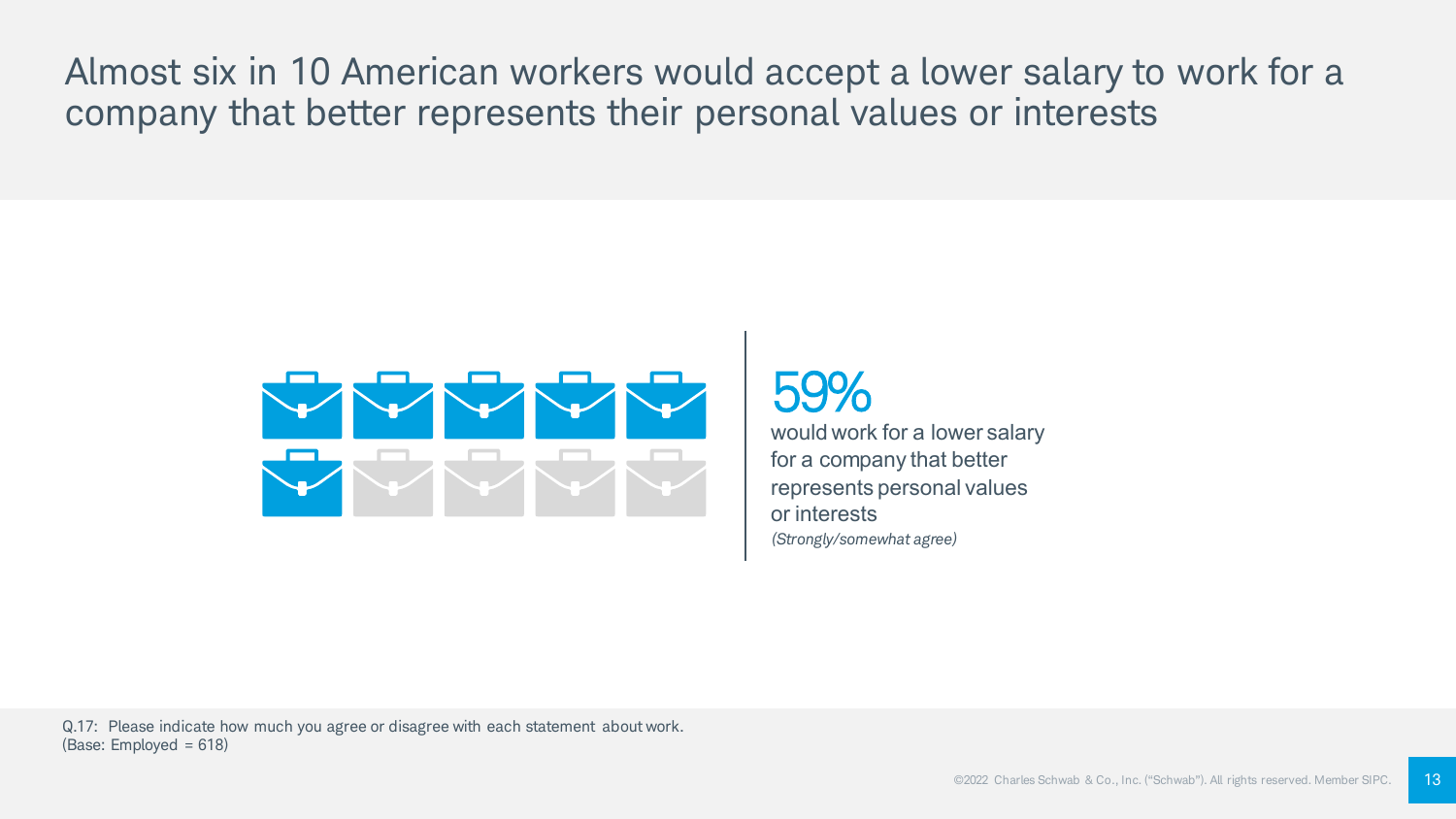# Almost six in 10 American workers would accept a lower salary to work for a company that better represents their personal values or interests

59%

would work for a lower salary for a company that better represents personal values or interests

*(Strongly/somewhat agree)*

Q.17: Please indicate how much you agree or disagree with each statement about work.
(Base: Employed = 618)

©2022 Charles Schwab & Co., Inc. ("Schwab"). All rights reserved. Member SIPC.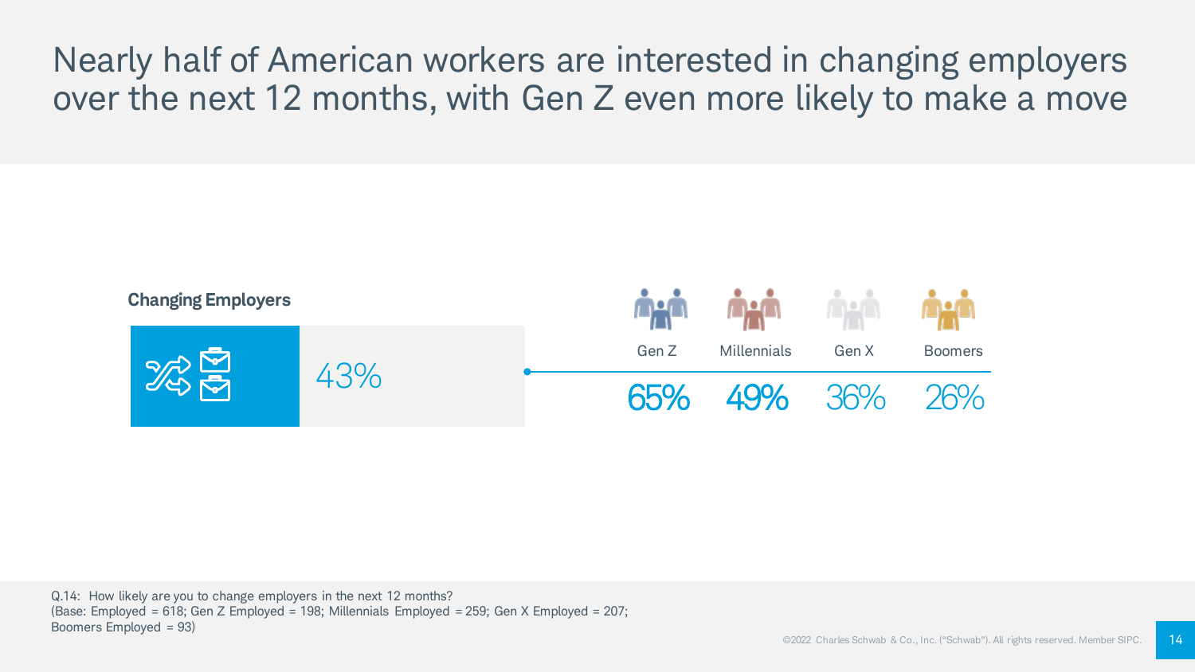# Nearly half of American workers are interested in changing employers over the next 12 months, with Gen Z even more likely to make a move

**Changing Employers**

43%

Gen Z
65%

Millennials
49%

Gen X
36%

Boomers
26%

Q.14: How likely are you to change employers in the next 12 months?
(Base: Employed = 618; Gen Z Employed = 198; Millennials Employed = 259; Gen X Employed = 207; Boomers Employed = 93)

©2022 Charles Schwab & Co., Inc. ("Schwab"). All rights reserved. Member SIPC.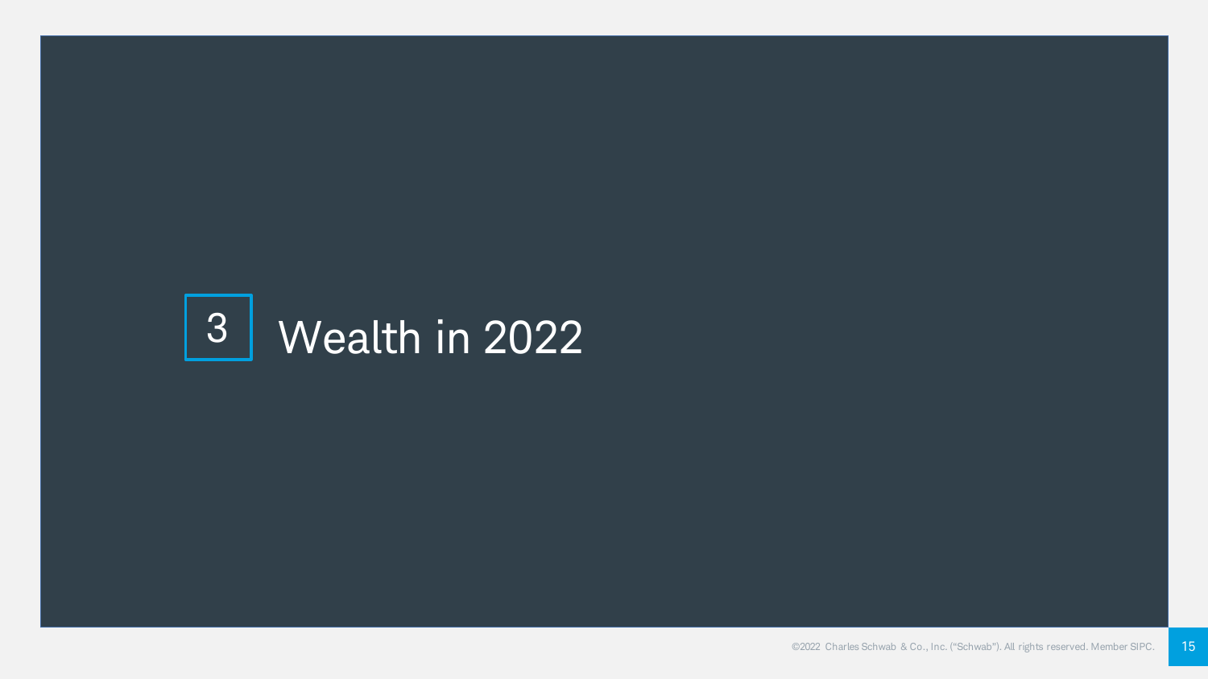# 3 Wealth in 2022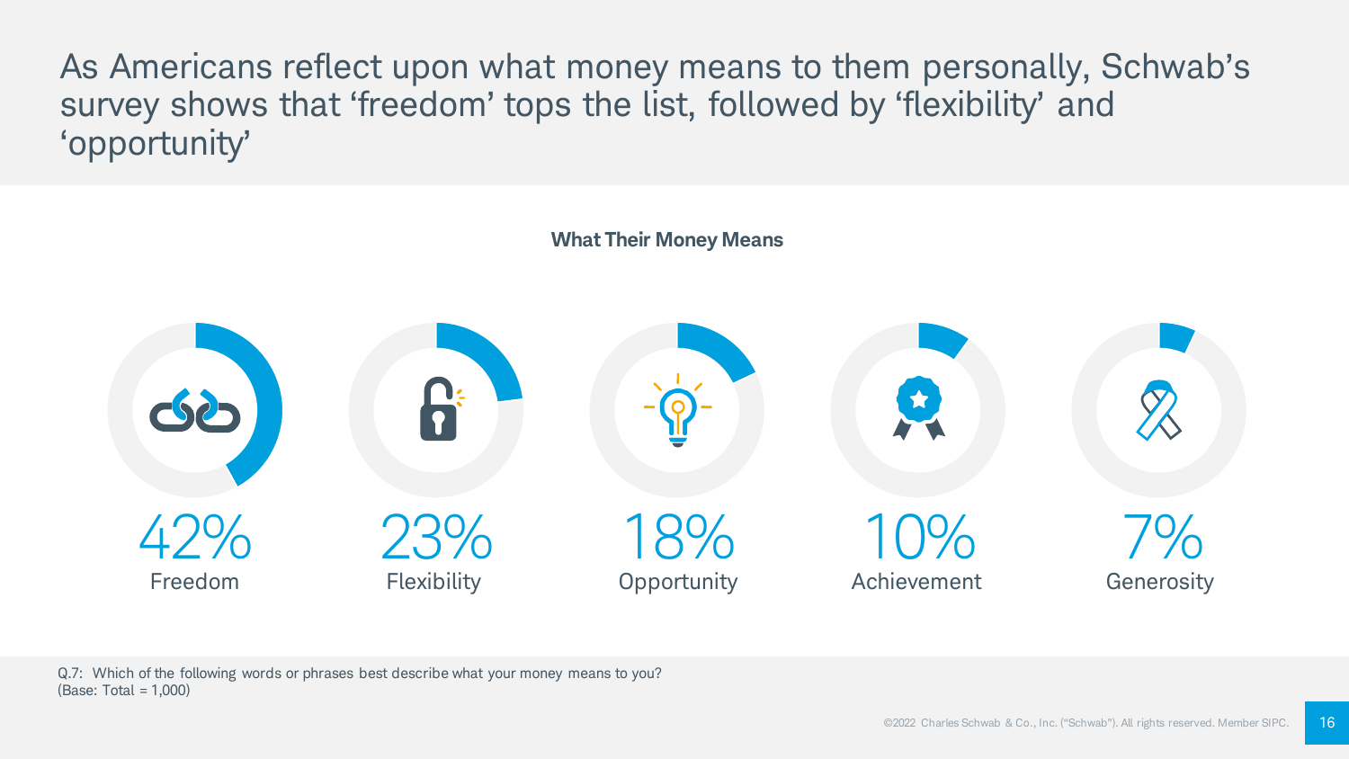# As Americans reflect upon what money means to them personally, Schwab's survey shows that 'freedom' tops the list, followed by 'flexibility' and 'opportunity'

**What Their Money Means**

42%
Freedom

23%
Flexibility

18%
Opportunity

10%
Achievement

7%
Generosity

Q.7: Which of the following words or phrases best describe what your money means to you?
(Base: Total = 1,000)

©2022 Charles Schwab & Co., Inc. ("Schwab"). All rights reserved. Member SIPC.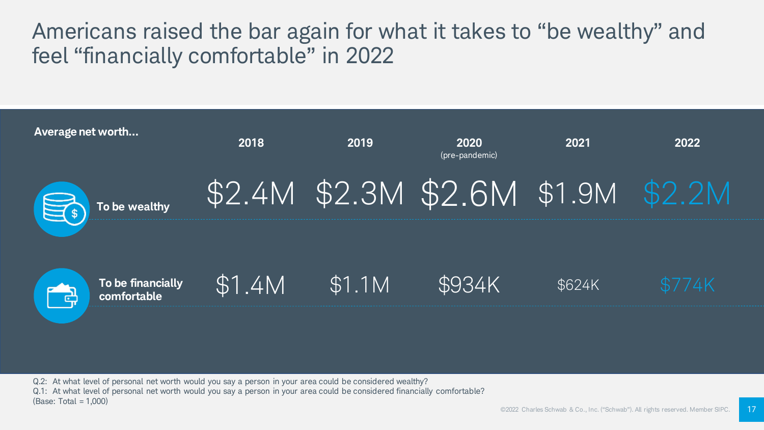# Americans raised the bar again for what it takes to "be wealthy" and feel "financially comfortable" in 2022

| Average net worth… | 2018 | 2019 | 2020 (pre-pandemic) | 2021 | 2022 |
|---|---|---|---|---|---|
| **To be wealthy** | $2.4M | $2.3M | $2.6M | $1.9M | $2.2M |
| **To be financially comfortable** | $1.4M | $1.1M | $934K | $624K | $774K |

Q.2: At what level of personal net worth would you say a person in your area could be considered wealthy?
Q.1: At what level of personal net worth would you say a person in your area could be considered financially comfortable?
(Base: Total = 1,000)

©2022 Charles Schwab & Co., Inc. ("Schwab"). All rights reserved. Member SIPC.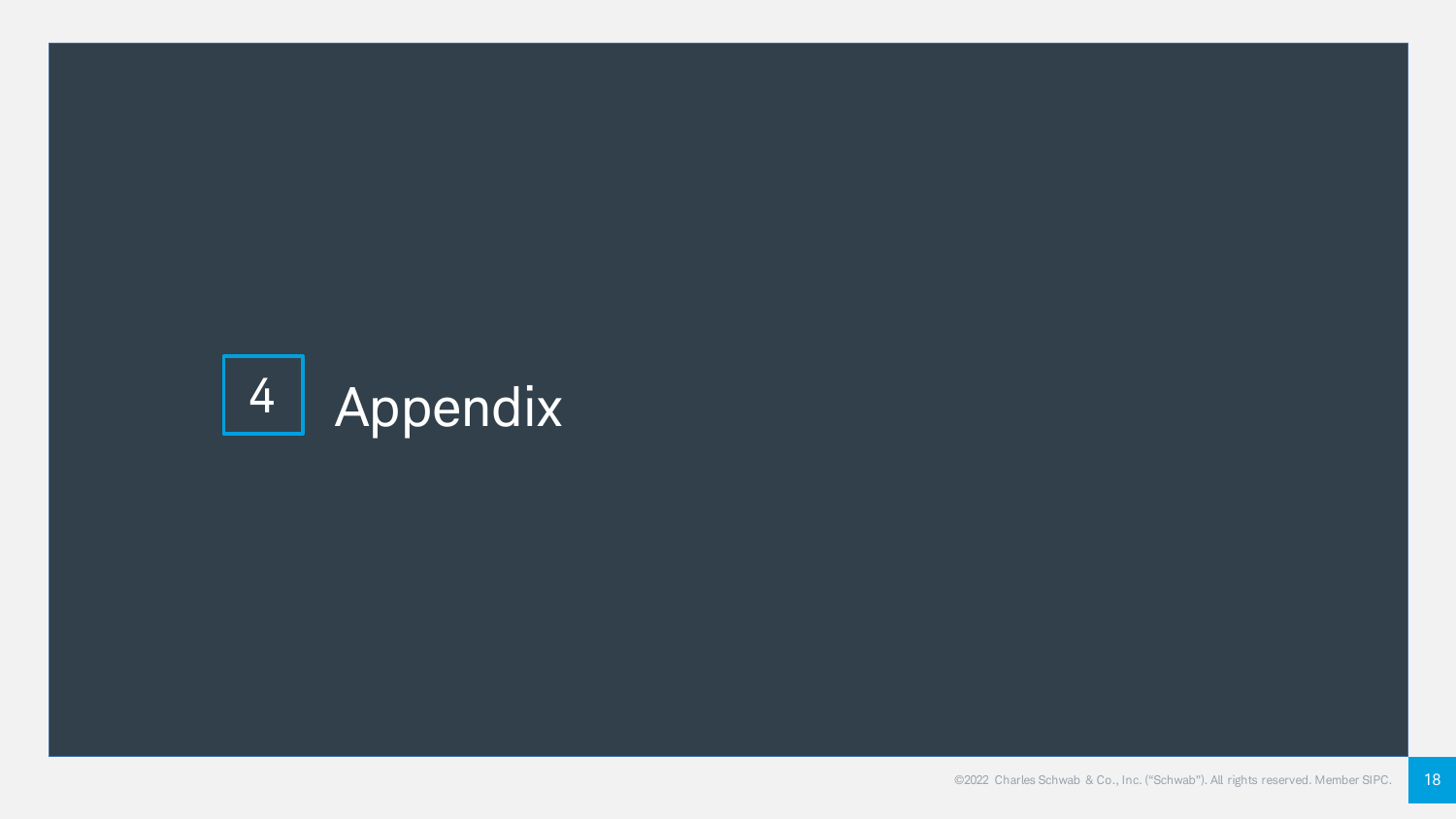# 4 Appendix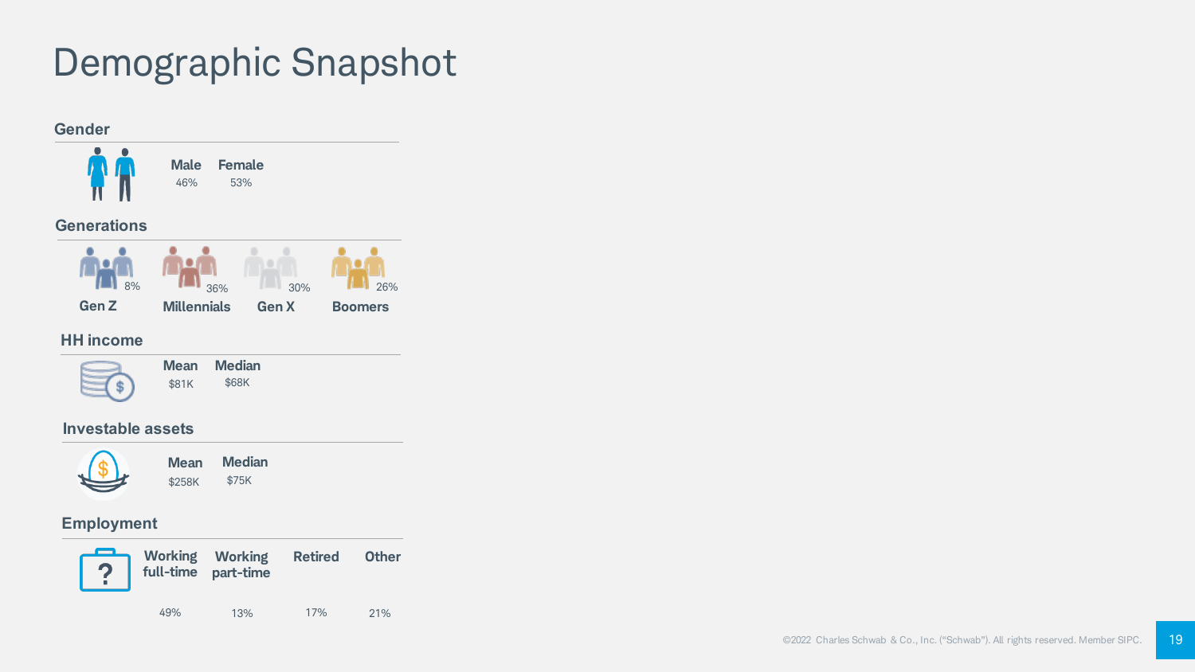# Demographic Snapshot

## Gender

| Male | Female |
|---|---|
| 46% | 53% |

## Generations

| Gen Z | Millennials | Gen X | Boomers |
|---|---|---|---|
| 8% | 36% | 30% | 26% |

## HH income

| Mean | Median |
|---|---|
| $81K | $68K |

## Investable assets

| Mean | Median |
|---|---|
| $258K | $75K |

## Employment

| Working full-time | Working part-time | Retired | Other |
|---|---|---|---|
| 49% | 13% | 17% | 21% |

©2022 Charles Schwab & Co., Inc. ("Schwab"). All rights reserved. Member SIPC.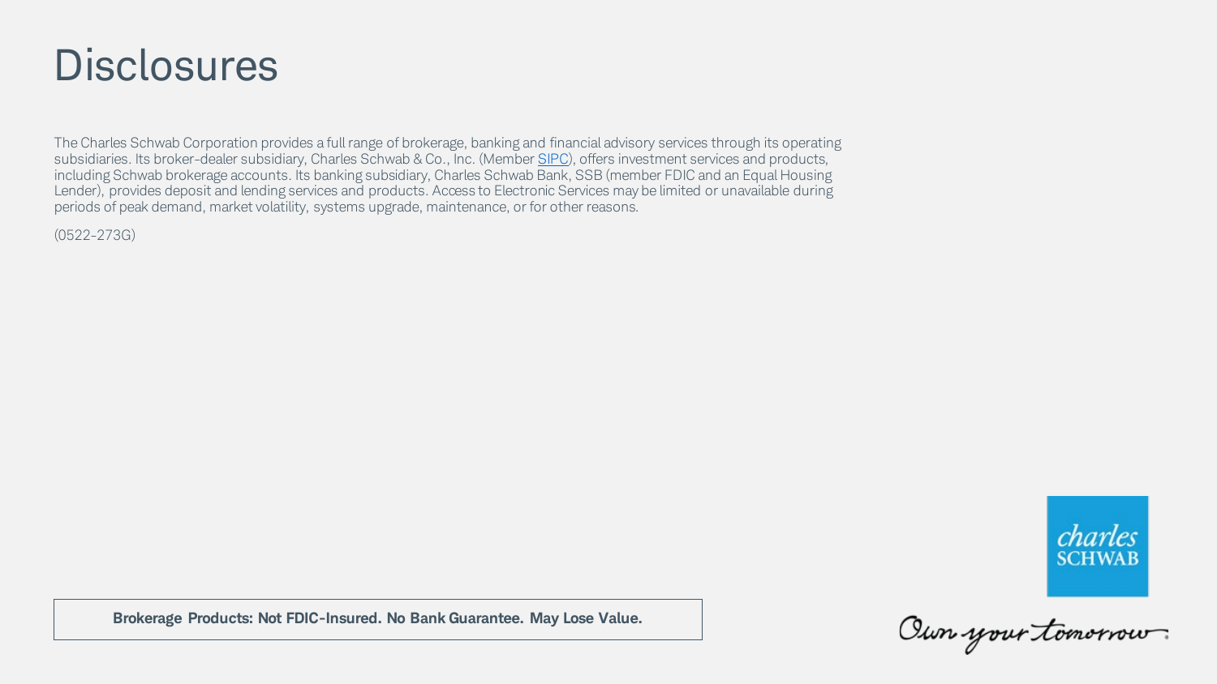# Disclosures

The Charles Schwab Corporation provides a full range of brokerage, banking and financial advisory services through its operating subsidiaries. Its broker-dealer subsidiary, Charles Schwab & Co., Inc. (Member SIPC), offers investment services and products, including Schwab brokerage accounts. Its banking subsidiary, Charles Schwab Bank, SSB (member FDIC and an Equal Housing Lender), provides deposit and lending services and products. Access to Electronic Services may be limited or unavailable during periods of peak demand, market volatility, systems upgrade, maintenance, or for other reasons.

(0522-273G)

**Brokerage Products: Not FDIC-Insured. No Bank Guarantee. May Lose Value.**

charles SCHWAB

Own your tomorrow.